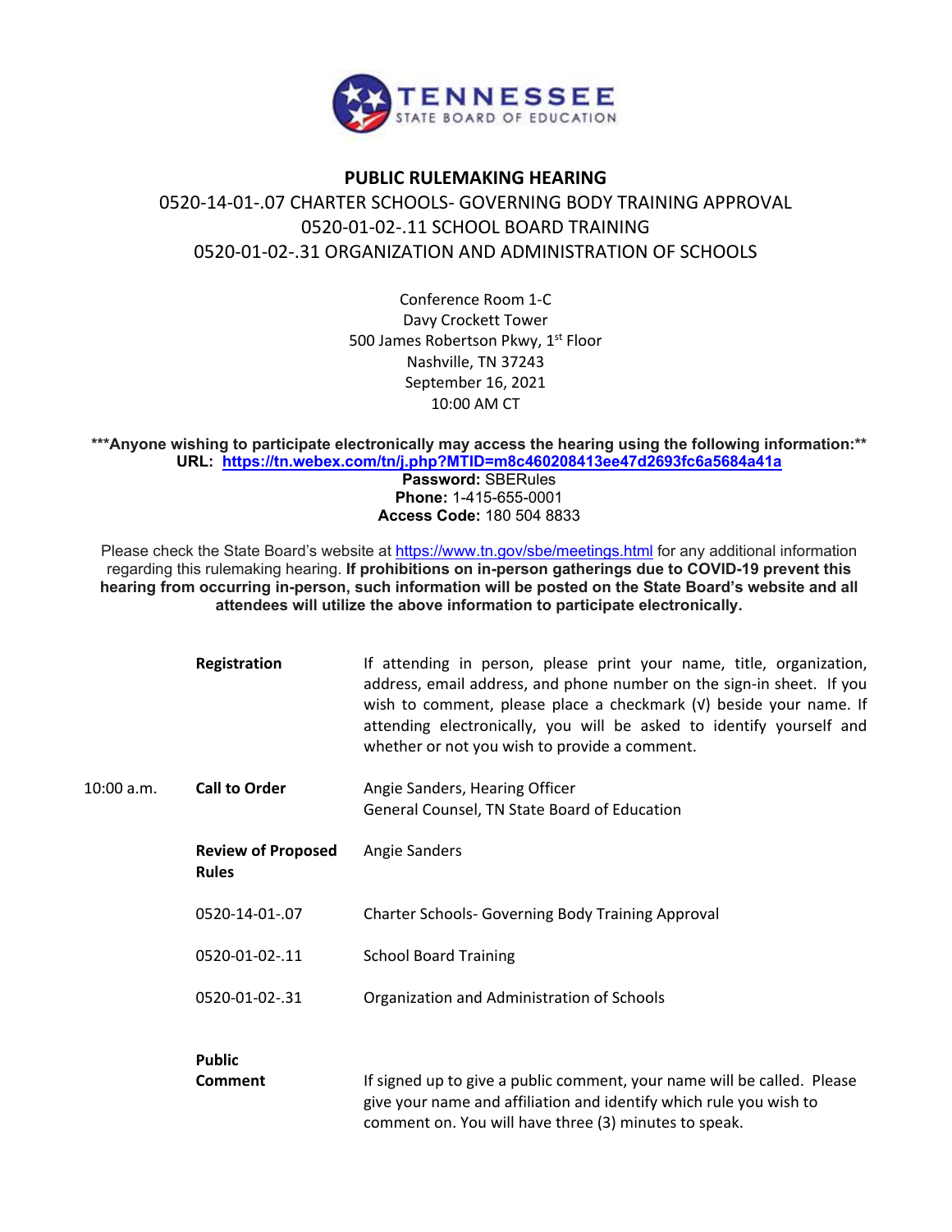TENNESSEE
STATE BOARD OF EDUCATION

# PUBLIC RULEMAKING HEARING

## 0520-14-01-.07 CHARTER SCHOOLS- GOVERNING BODY TRAINING APPROVAL
## 0520-01-02-.11 SCHOOL BOARD TRAINING
## 0520-01-02-.31 ORGANIZATION AND ADMINISTRATION OF SCHOOLS

Conference Room 1-C
Davy Crockett Tower
500 James Robertson Pkwy, 1st Floor
Nashville, TN 37243
September 16, 2021
10:00 AM CT

**\*\*\*Anyone wishing to participate electronically may access the hearing using the following information:\*\***
**URL:** https://tn.webex.com/tn/j.php?MTID=m8c460208413ee47d2693fc6a5684a41a
**Password:** SBERules
**Phone:** 1-415-655-0001
**Access Code:** 180 504 8833

Please check the State Board's website at https://www.tn.gov/sbe/meetings.html for any additional information regarding this rulemaking hearing. **If prohibitions on in-person gatherings due to COVID-19 prevent this hearing from occurring in-person, such information will be posted on the State Board's website and all attendees will utilize the above information to participate electronically.**

| | | |
|---|---|---|
| | **Registration** | If attending in person, please print your name, title, organization, address, email address, and phone number on the sign-in sheet. If you wish to comment, please place a checkmark (√) beside your name. If attending electronically, you will be asked to identify yourself and whether or not you wish to provide a comment. |
| 10:00 a.m. | **Call to Order** | Angie Sanders, Hearing Officer<br>General Counsel, TN State Board of Education |
| | **Review of Proposed Rules** | Angie Sanders |
| | 0520-14-01-.07 | Charter Schools- Governing Body Training Approval |
| | 0520-01-02-.11 | School Board Training |
| | 0520-01-02-.31 | Organization and Administration of Schools |
| | **Public Comment** | If signed up to give a public comment, your name will be called. Please give your name and affiliation and identify which rule you wish to comment on. You will have three (3) minutes to speak. |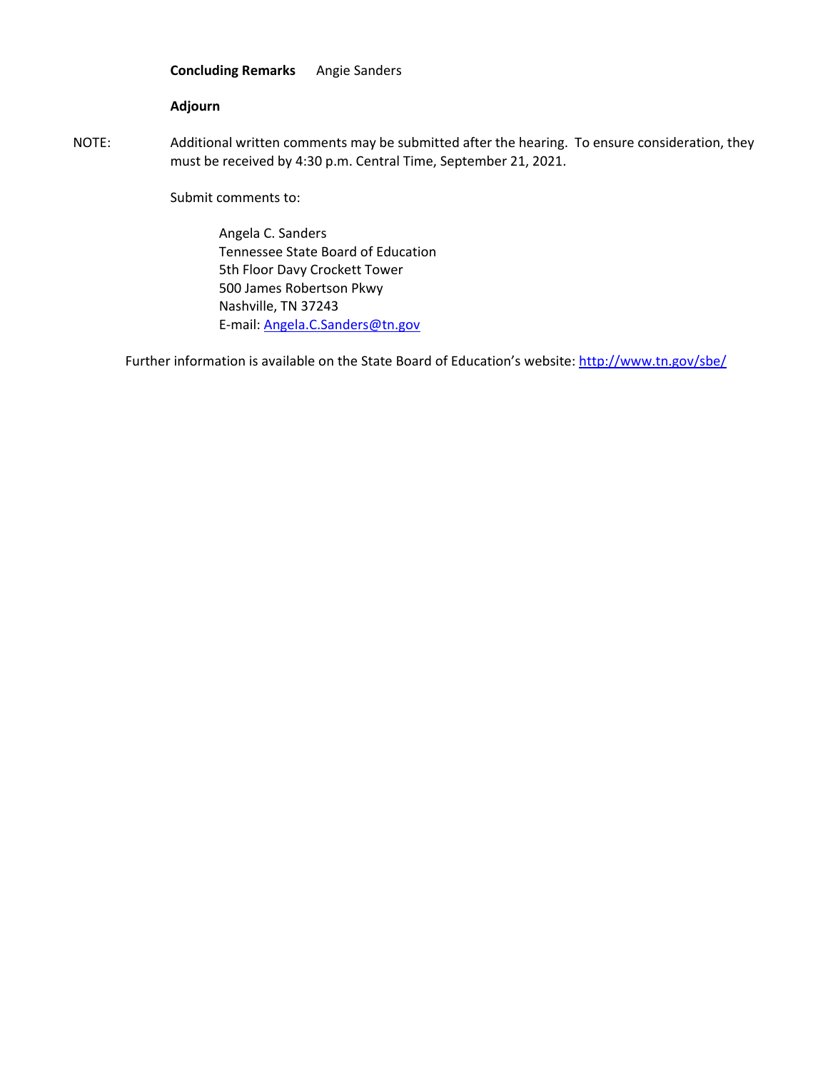**Concluding Remarks** Angie Sanders

**Adjourn**

NOTE: Additional written comments may be submitted after the hearing. To ensure consideration, they must be received by 4:30 p.m. Central Time, September 21, 2021.

Submit comments to:

Angela C. Sanders
Tennessee State Board of Education
5th Floor Davy Crockett Tower
500 James Robertson Pkwy
Nashville, TN 37243
E-mail: Angela.C.Sanders@tn.gov

Further information is available on the State Board of Education's website: http://www.tn.gov/sbe/